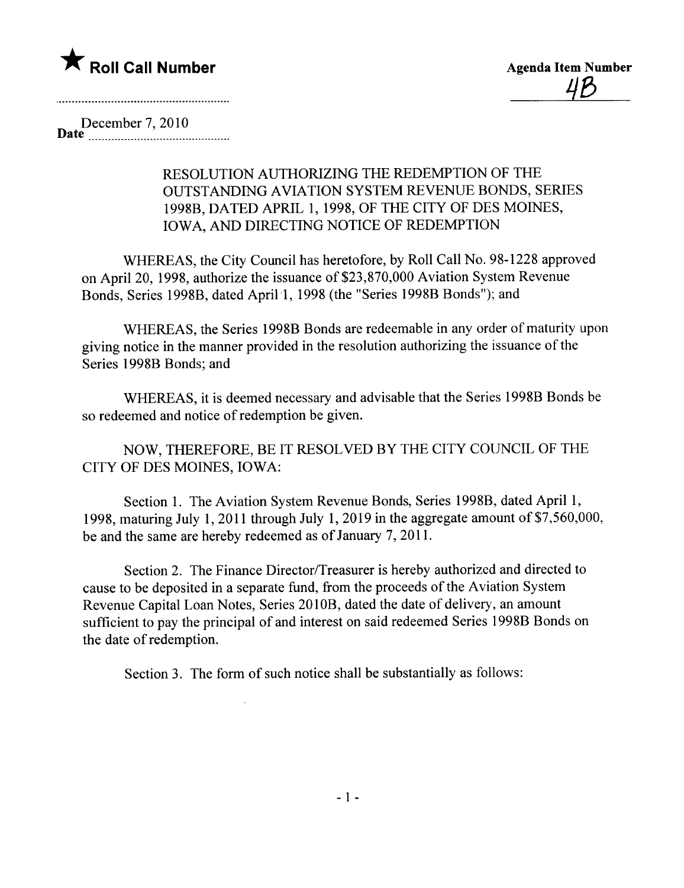★ **Roll Call Number**

**Agenda Item Number**
4B

Date December 7, 2010

RESOLUTION AUTHORIZING THE REDEMPTION OF THE OUTSTANDING AVIATION SYSTEM REVENUE BONDS, SERIES 1998B, DATED APRIL 1, 1998, OF THE CITY OF DES MOINES, IOWA, AND DIRECTING NOTICE OF REDEMPTION

WHEREAS, the City Council has heretofore, by Roll Call No. 98-1228 approved on April 20, 1998, authorize the issuance of $23,870,000 Aviation System Revenue Bonds, Series 1998B, dated April 1, 1998 (the "Series 1998B Bonds"); and

WHEREAS, the Series 1998B Bonds are redeemable in any order of maturity upon giving notice in the manner provided in the resolution authorizing the issuance of the Series 1998B Bonds; and

WHEREAS, it is deemed necessary and advisable that the Series 1998B Bonds be so redeemed and notice of redemption be given.

NOW, THEREFORE, BE IT RESOLVED BY THE CITY COUNCIL OF THE CITY OF DES MOINES, IOWA:

Section 1. The Aviation System Revenue Bonds, Series 1998B, dated April 1, 1998, maturing July 1, 2011 through July 1, 2019 in the aggregate amount of $7,560,000, be and the same are hereby redeemed as of January 7, 2011.

Section 2. The Finance Director/Treasurer is hereby authorized and directed to cause to be deposited in a separate fund, from the proceeds of the Aviation System Revenue Capital Loan Notes, Series 2010B, dated the date of delivery, an amount sufficient to pay the principal of and interest on said redeemed Series 1998B Bonds on the date of redemption.

Section 3. The form of such notice shall be substantially as follows: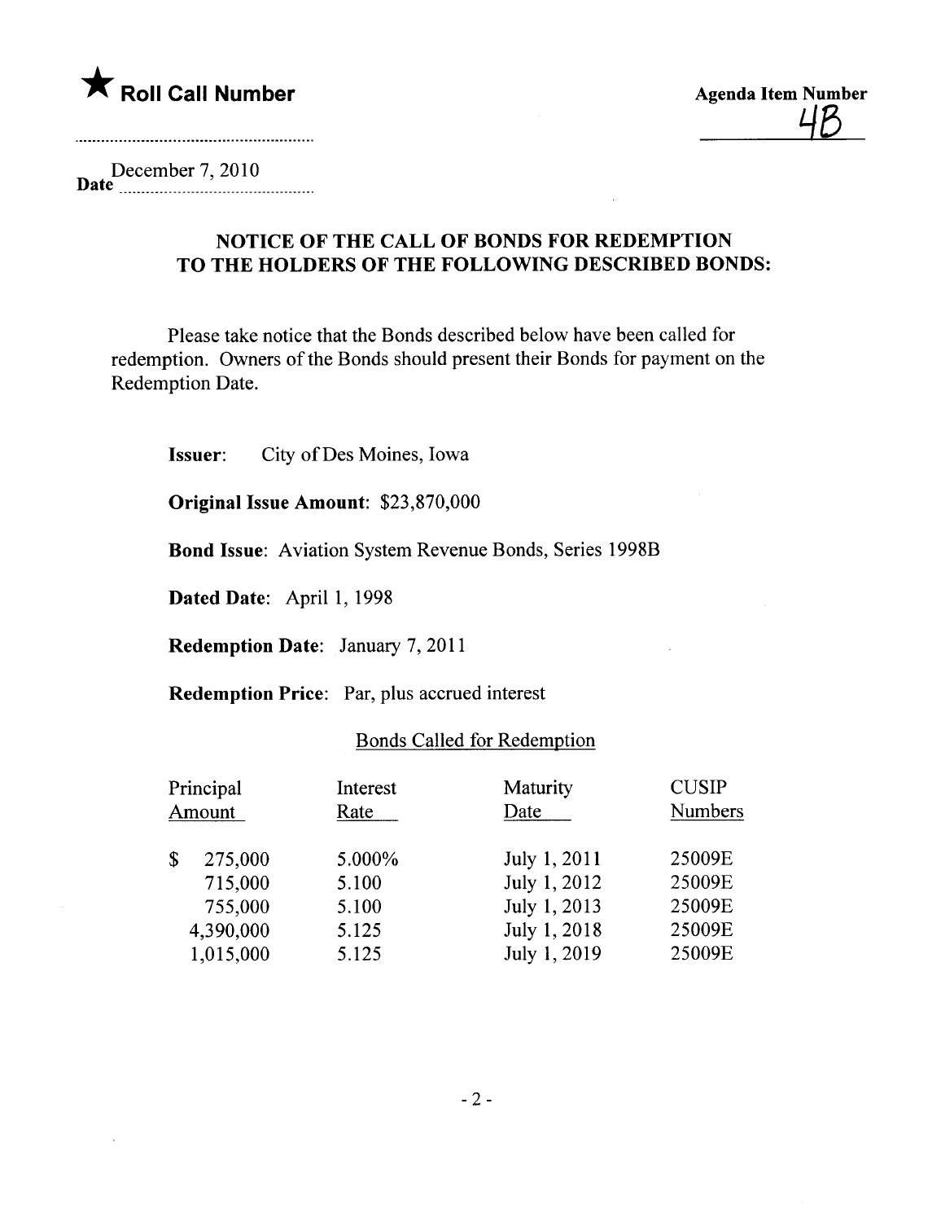★ **Roll Call Number**

**Agenda Item Number**

4B

Date December 7, 2010

## NOTICE OF THE CALL OF BONDS FOR REDEMPTION TO THE HOLDERS OF THE FOLLOWING DESCRIBED BONDS:

Please take notice that the Bonds described below have been called for redemption. Owners of the Bonds should present their Bonds for payment on the Redemption Date.

**Issuer**: City of Des Moines, Iowa

**Original Issue Amount**: $23,870,000

**Bond Issue**: Aviation System Revenue Bonds, Series 1998B

**Dated Date**: April 1, 1998

**Redemption Date**: January 7, 2011

**Redemption Price**: Par, plus accrued interest

Bonds Called for Redemption

| Principal Amount | Interest Rate | Maturity Date | CUSIP Numbers |
|---|---|---|---|
| $ 275,000 | 5.000% | July 1, 2011 | 25009E |
| 715,000 | 5.100 | July 1, 2012 | 25009E |
| 755,000 | 5.100 | July 1, 2013 | 25009E |
| 4,390,000 | 5.125 | July 1, 2018 | 25009E |
| 1,015,000 | 5.125 | July 1, 2019 | 25009E |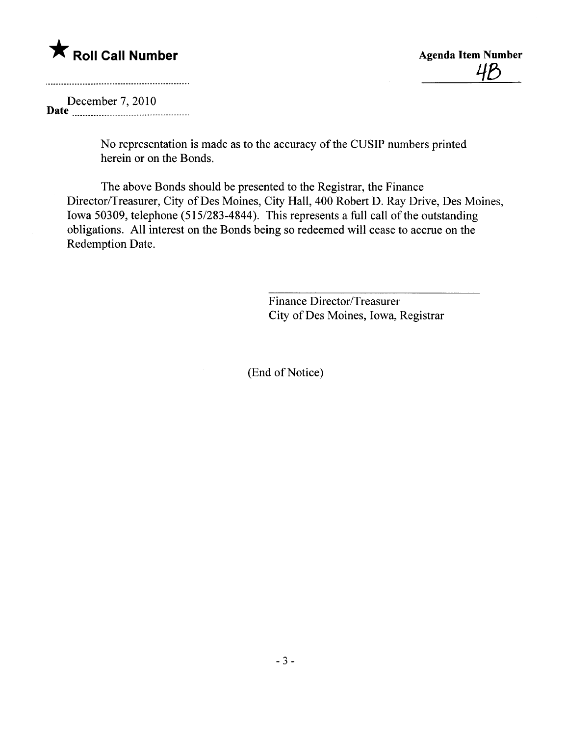★ **Roll Call Number**

**Agenda Item Number**
4B

**Date** December 7, 2010

No representation is made as to the accuracy of the CUSIP numbers printed herein or on the Bonds.

The above Bonds should be presented to the Registrar, the Finance Director/Treasurer, City of Des Moines, City Hall, 400 Robert D. Ray Drive, Des Moines, Iowa 50309, telephone (515/283-4844). This represents a full call of the outstanding obligations. All interest on the Bonds being so redeemed will cease to accrue on the Redemption Date.

Finance Director/Treasurer
City of Des Moines, Iowa, Registrar

(End of Notice)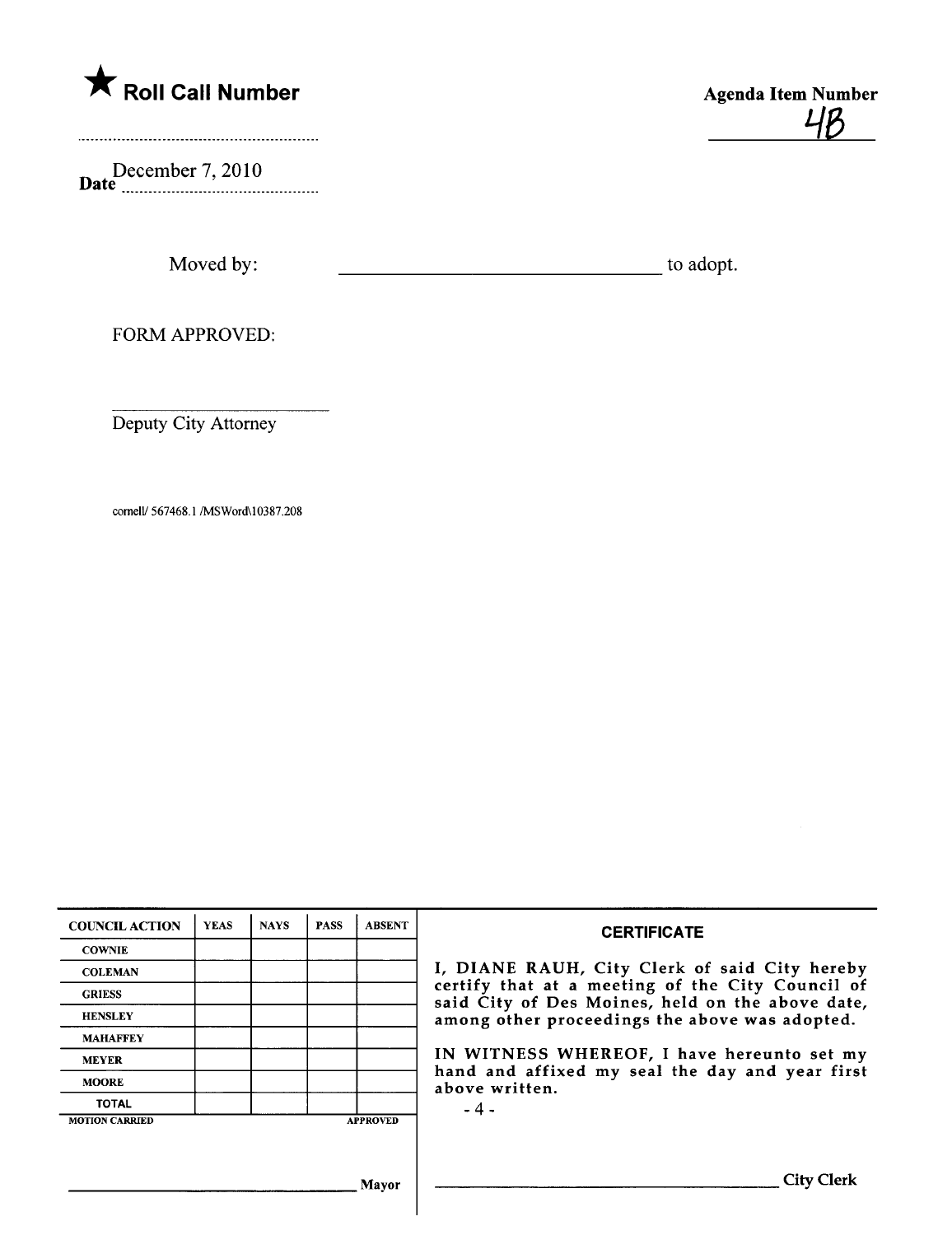★ **Roll Call Number**

**Agenda Item Number**

4B

Date December 7, 2010

Moved by: ______________________________ to adopt.

FORM APPROVED:

______________________
Deputy City Attorney

cornell/ 567468.1 /MSWord\10387.208

| COUNCIL ACTION | YEAS | NAYS | PASS | ABSENT |
|---|---|---|---|---|
| COWNIE | | | | |
| COLEMAN | | | | |
| GRIESS | | | | |
| HENSLEY | | | | |
| MAHAFFEY | | | | |
| MEYER | | | | |
| MOORE | | | | |
| TOTAL | | | | |

MOTION CARRIED APPROVED

______________________________ Mayor

**CERTIFICATE**

I, DIANE RAUH, City Clerk of said City hereby certify that at a meeting of the City Council of said City of Des Moines, held on the above date, among other proceedings the above was adopted.

IN WITNESS WHEREOF, I have hereunto set my hand and affixed my seal the day and year first above written.

______________________________ City Clerk